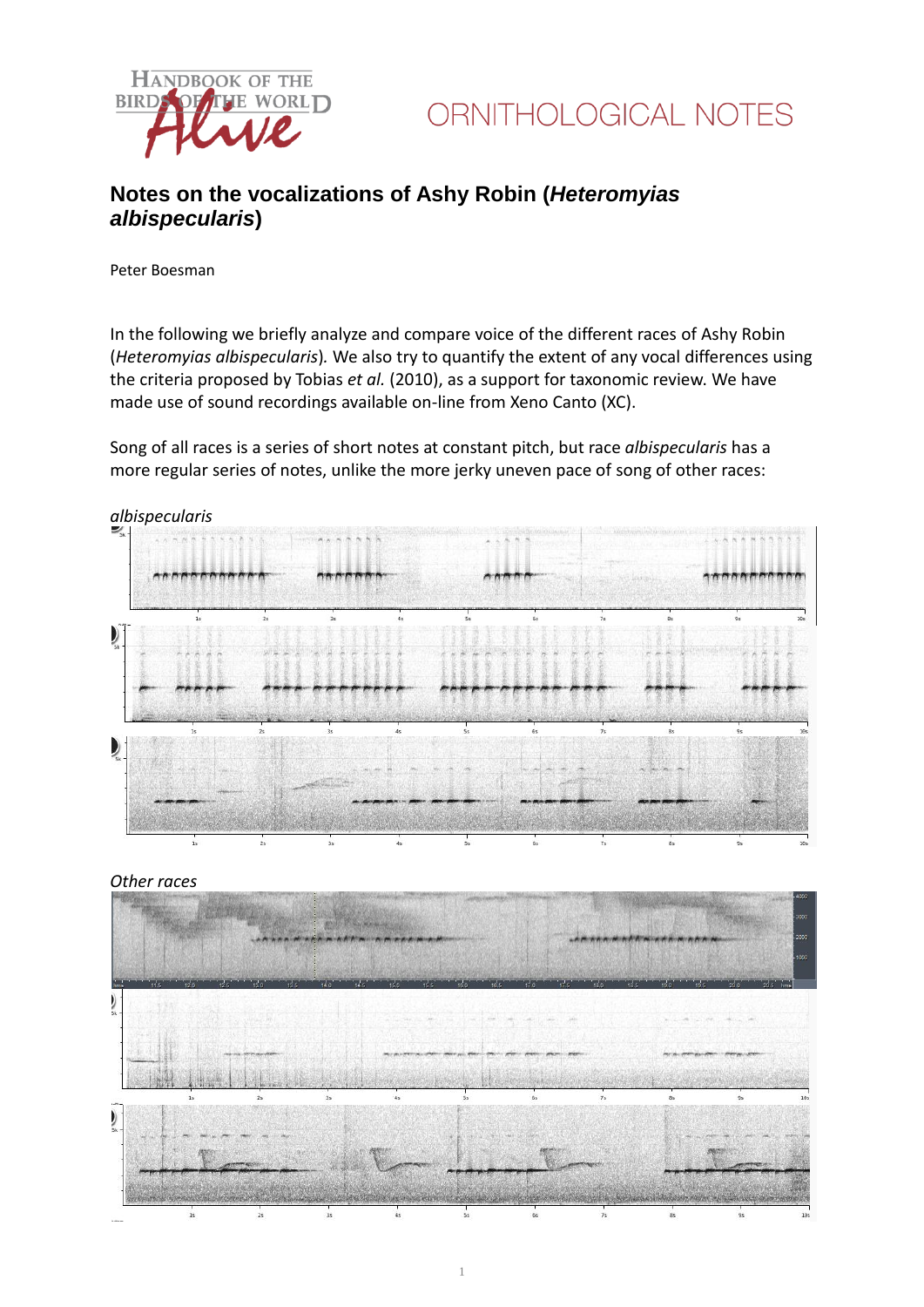HANDBOOK OF THE BIRDS OF THE WORLD *Alive*

ORNITHOLOGICAL NOTES

# Notes on the vocalizations of Ashy Robin (*Heteromyias albispecularis*)

Peter Boesman

In the following we briefly analyze and compare voice of the different races of Ashy Robin (*Heteromyias albispecularis*). We also try to quantify the extent of any vocal differences using the criteria proposed by Tobias *et al.* (2010), as a support for taxonomic review. We have made use of sound recordings available on-line from Xeno Canto (XC).

Song of all races is a series of short notes at constant pitch, but race *albispecularis* has a more regular series of notes, unlike the more jerky uneven pace of song of other races:

*albispecularis*

*Other races*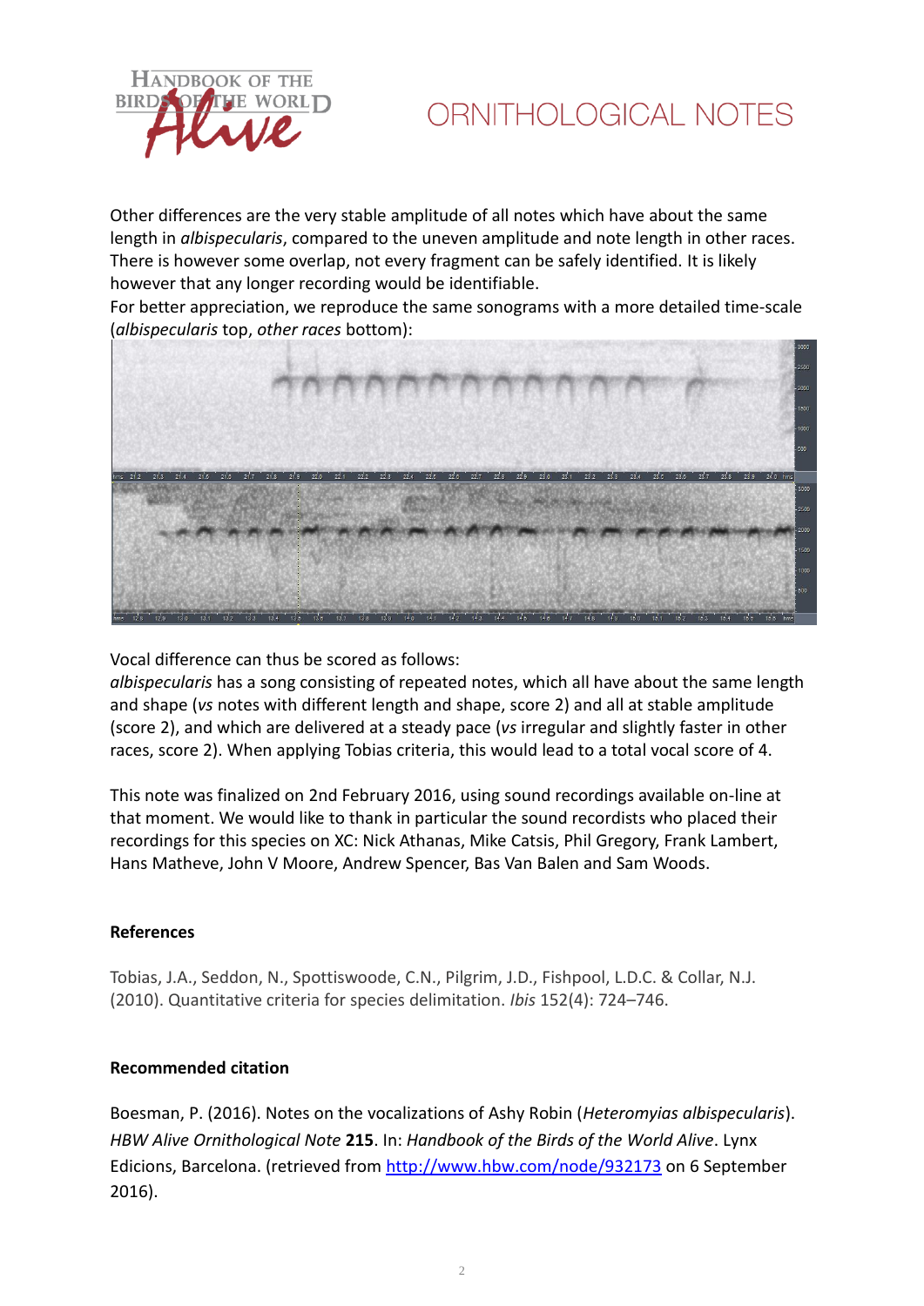Other differences are the very stable amplitude of all notes which have about the same length in *albispecularis*, compared to the uneven amplitude and note length in other races. There is however some overlap, not every fragment can be safely identified. It is likely however that any longer recording would be identifiable.

For better appreciation, we reproduce the same sonograms with a more detailed time-scale (*albispecularis* top, *other races* bottom):

Vocal difference can thus be scored as follows:

*albispecularis* has a song consisting of repeated notes, which all have about the same length and shape (*vs* notes with different length and shape, score 2) and all at stable amplitude (score 2), and which are delivered at a steady pace (*vs* irregular and slightly faster in other races, score 2). When applying Tobias criteria, this would lead to a total vocal score of 4.

This note was finalized on 2nd February 2016, using sound recordings available on-line at that moment. We would like to thank in particular the sound recordists who placed their recordings for this species on XC: Nick Athanas, Mike Catsis, Phil Gregory, Frank Lambert, Hans Matheve, John V Moore, Andrew Spencer, Bas Van Balen and Sam Woods.

**References**

Tobias, J.A., Seddon, N., Spottiswoode, C.N., Pilgrim, J.D., Fishpool, L.D.C. & Collar, N.J. (2010). Quantitative criteria for species delimitation. *Ibis* 152(4): 724–746.

**Recommended citation**

Boesman, P. (2016). Notes on the vocalizations of Ashy Robin (*Heteromyias albispecularis*). *HBW Alive Ornithological Note* **215**. In: *Handbook of the Birds of the World Alive*. Lynx Edicions, Barcelona. (retrieved from http://www.hbw.com/node/932173 on 6 September 2016).